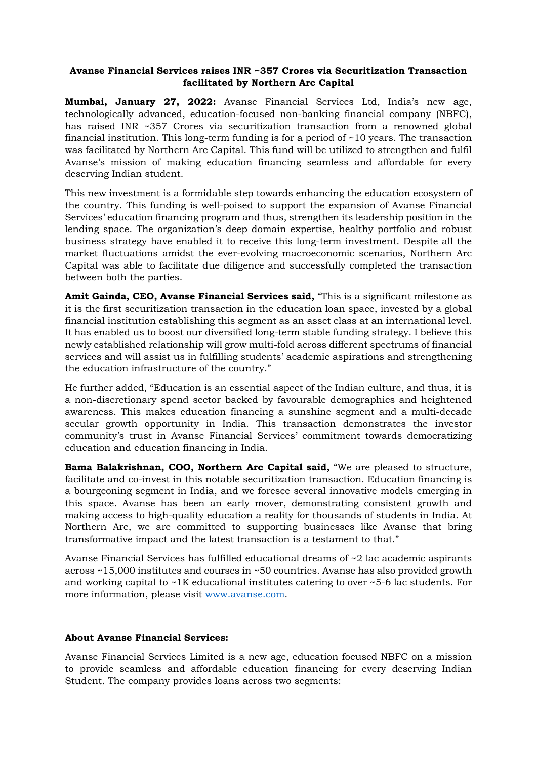**Avanse Financial Services raises INR ~357 Crores via Securitization Transaction facilitated by Northern Arc Capital**

**Mumbai, January 27, 2022:** Avanse Financial Services Ltd, India's new age, technologically advanced, education-focused non-banking financial company (NBFC), has raised INR ~357 Crores via securitization transaction from a renowned global financial institution. This long-term funding is for a period of ~10 years. The transaction was facilitated by Northern Arc Capital. This fund will be utilized to strengthen and fulfil Avanse's mission of making education financing seamless and affordable for every deserving Indian student.

This new investment is a formidable step towards enhancing the education ecosystem of the country. This funding is well-poised to support the expansion of Avanse Financial Services' education financing program and thus, strengthen its leadership position in the lending space. The organization's deep domain expertise, healthy portfolio and robust business strategy have enabled it to receive this long-term investment. Despite all the market fluctuations amidst the ever-evolving macroeconomic scenarios, Northern Arc Capital was able to facilitate due diligence and successfully completed the transaction between both the parties.

**Amit Gainda, CEO, Avanse Financial Services said,** "This is a significant milestone as it is the first securitization transaction in the education loan space, invested by a global financial institution establishing this segment as an asset class at an international level. It has enabled us to boost our diversified long-term stable funding strategy. I believe this newly established relationship will grow multi-fold across different spectrums of financial services and will assist us in fulfilling students' academic aspirations and strengthening the education infrastructure of the country."

He further added, "Education is an essential aspect of the Indian culture, and thus, it is a non-discretionary spend sector backed by favourable demographics and heightened awareness. This makes education financing a sunshine segment and a multi-decade secular growth opportunity in India. This transaction demonstrates the investor community's trust in Avanse Financial Services' commitment towards democratizing education and education financing in India.

**Bama Balakrishnan, COO, Northern Arc Capital said,** "We are pleased to structure, facilitate and co-invest in this notable securitization transaction. Education financing is a bourgeoning segment in India, and we foresee several innovative models emerging in this space. Avanse has been an early mover, demonstrating consistent growth and making access to high-quality education a reality for thousands of students in India. At Northern Arc, we are committed to supporting businesses like Avanse that bring transformative impact and the latest transaction is a testament to that."

Avanse Financial Services has fulfilled educational dreams of ~2 lac academic aspirants across ~15,000 institutes and courses in ~50 countries. Avanse has also provided growth and working capital to ~1K educational institutes catering to over ~5-6 lac students. For more information, please visit www.avanse.com.

**About Avanse Financial Services:**

Avanse Financial Services Limited is a new age, education focused NBFC on a mission to provide seamless and affordable education financing for every deserving Indian Student. The company provides loans across two segments: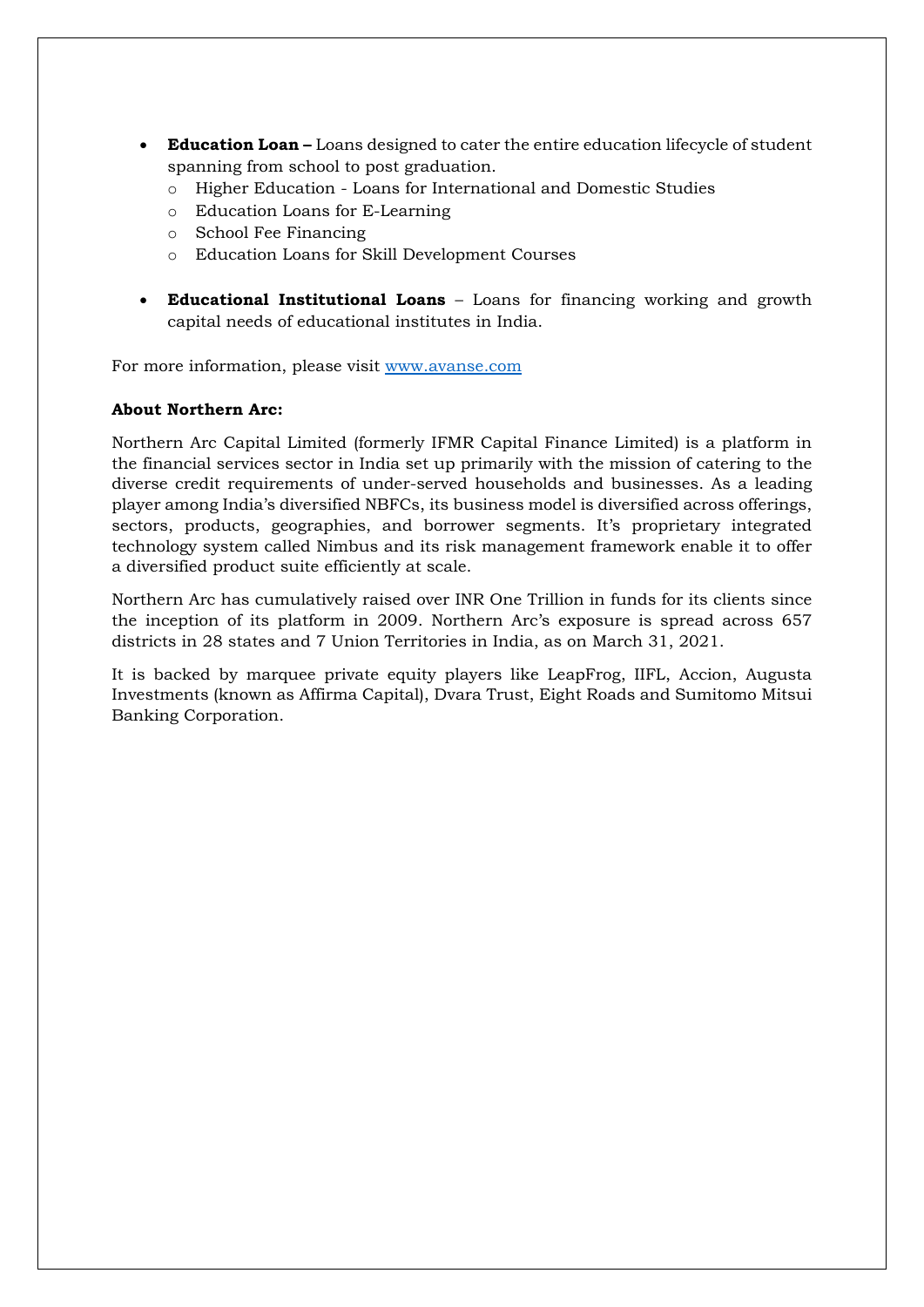- **Education Loan –** Loans designed to cater the entire education lifecycle of student spanning from school to post graduation.
  - Higher Education - Loans for International and Domestic Studies
  - Education Loans for E-Learning
  - School Fee Financing
  - Education Loans for Skill Development Courses

- **Educational Institutional Loans** – Loans for financing working and growth capital needs of educational institutes in India.

For more information, please visit [www.avanse.com](www.avanse.com)

**About Northern Arc:**

Northern Arc Capital Limited (formerly IFMR Capital Finance Limited) is a platform in the financial services sector in India set up primarily with the mission of catering to the diverse credit requirements of under-served households and businesses. As a leading player among India's diversified NBFCs, its business model is diversified across offerings, sectors, products, geographies, and borrower segments. It's proprietary integrated technology system called Nimbus and its risk management framework enable it to offer a diversified product suite efficiently at scale.

Northern Arc has cumulatively raised over INR One Trillion in funds for its clients since the inception of its platform in 2009. Northern Arc's exposure is spread across 657 districts in 28 states and 7 Union Territories in India, as on March 31, 2021.

It is backed by marquee private equity players like LeapFrog, IIFL, Accion, Augusta Investments (known as Affirma Capital), Dvara Trust, Eight Roads and Sumitomo Mitsui Banking Corporation.